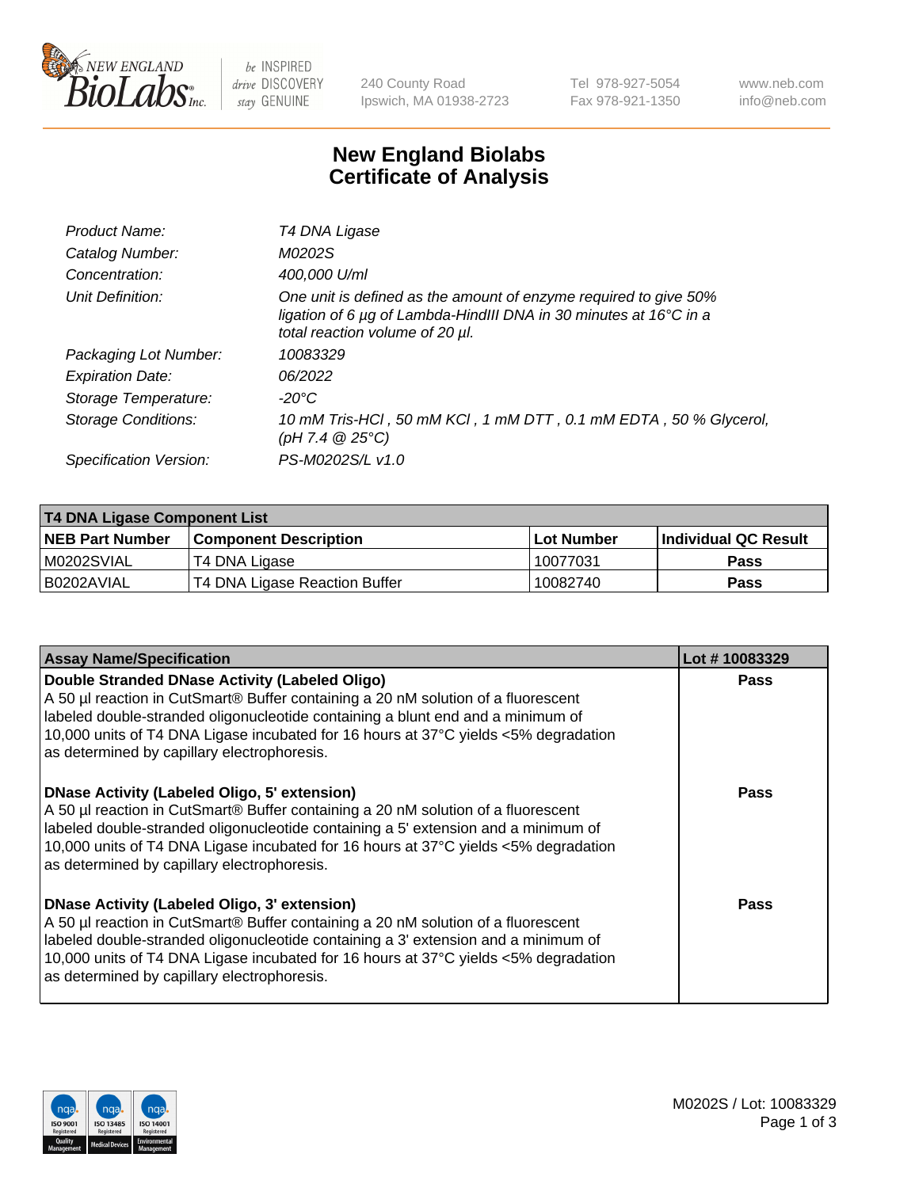# New England Biolabs Certificate of Analysis

| | |
|---|---|
| *Product Name:* | *T4 DNA Ligase* |
| *Catalog Number:* | *M0202S* |
| *Concentration:* | *400,000 U/ml* |
| *Unit Definition:* | *One unit is defined as the amount of enzyme required to give 50% ligation of 6 µg of Lambda-HindIII DNA in 30 minutes at 16°C in a total reaction volume of 20 µl.* |
| *Packaging Lot Number:* | *10083329* |
| *Expiration Date:* | *06/2022* |
| *Storage Temperature:* | *-20°C* |
| *Storage Conditions:* | *10 mM Tris-HCl , 50 mM KCl , 1 mM DTT , 0.1 mM EDTA , 50 % Glycerol, (pH 7.4 @ 25°C)* |
| *Specification Version:* | *PS-M0202S/L v1.0* |

| T4 DNA Ligase Component List | | | |
|---|---|---|---|
| **NEB Part Number** | **Component Description** | **Lot Number** | **Individual QC Result** |
| M0202SVIAL | T4 DNA Ligase | 10077031 | Pass |
| B0202AVIAL | T4 DNA Ligase Reaction Buffer | 10082740 | Pass |

| Assay Name/Specification | Lot # 10083329 |
|---|---|
| **Double Stranded DNase Activity (Labeled Oligo)** A 50 µl reaction in CutSmart® Buffer containing a 20 nM solution of a fluorescent labeled double-stranded oligonucleotide containing a blunt end and a minimum of 10,000 units of T4 DNA Ligase incubated for 16 hours at 37°C yields <5% degradation as determined by capillary electrophoresis. | Pass |
| **DNase Activity (Labeled Oligo, 5' extension)** A 50 µl reaction in CutSmart® Buffer containing a 20 nM solution of a fluorescent labeled double-stranded oligonucleotide containing a 5' extension and a minimum of 10,000 units of T4 DNA Ligase incubated for 16 hours at 37°C yields <5% degradation as determined by capillary electrophoresis. | Pass |
| **DNase Activity (Labeled Oligo, 3' extension)** A 50 µl reaction in CutSmart® Buffer containing a 20 nM solution of a fluorescent labeled double-stranded oligonucleotide containing a 3' extension and a minimum of 10,000 units of T4 DNA Ligase incubated for 16 hours at 37°C yields <5% degradation as determined by capillary electrophoresis. | Pass |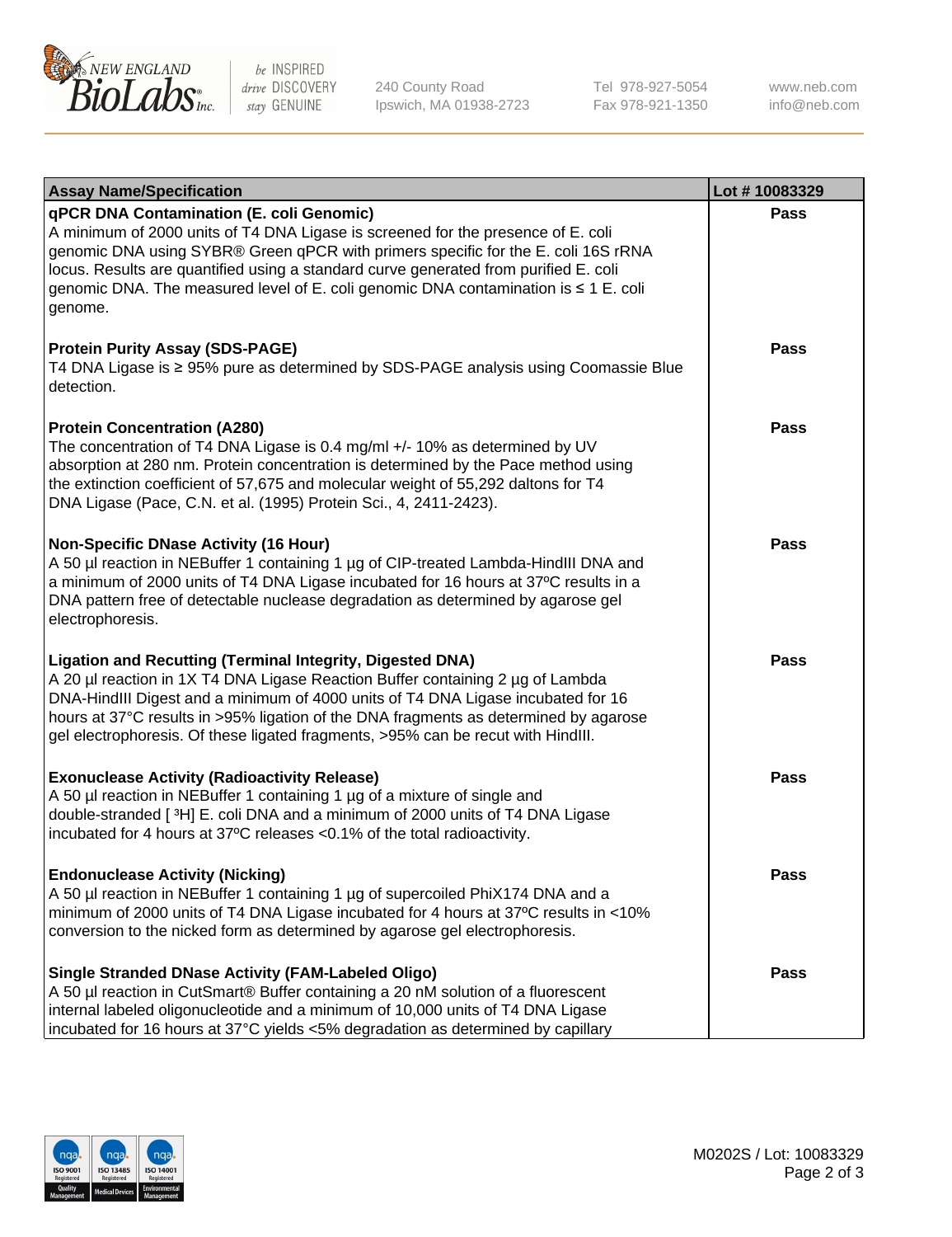| Assay Name/Specification | Lot # 10083329 |
| --- | --- |
| **qPCR DNA Contamination (E. coli Genomic)**<br>A minimum of 2000 units of T4 DNA Ligase is screened for the presence of E. coli genomic DNA using SYBR® Green qPCR with primers specific for the E. coli 16S rRNA locus. Results are quantified using a standard curve generated from purified E. coli genomic DNA. The measured level of E. coli genomic DNA contamination is ≤ 1 E. coli genome. | Pass |
| **Protein Purity Assay (SDS-PAGE)**<br>T4 DNA Ligase is ≥ 95% pure as determined by SDS-PAGE analysis using Coomassie Blue detection. | Pass |
| **Protein Concentration (A280)**<br>The concentration of T4 DNA Ligase is 0.4 mg/ml +/- 10% as determined by UV absorption at 280 nm. Protein concentration is determined by the Pace method using the extinction coefficient of 57,675 and molecular weight of 55,292 daltons for T4 DNA Ligase (Pace, C.N. et al. (1995) Protein Sci., 4, 2411-2423). | Pass |
| **Non-Specific DNase Activity (16 Hour)**<br>A 50 µl reaction in NEBuffer 1 containing 1 µg of CIP-treated Lambda-HindIII DNA and a minimum of 2000 units of T4 DNA Ligase incubated for 16 hours at 37ºC results in a DNA pattern free of detectable nuclease degradation as determined by agarose gel electrophoresis. | Pass |
| **Ligation and Recutting (Terminal Integrity, Digested DNA)**<br>A 20 µl reaction in 1X T4 DNA Ligase Reaction Buffer containing 2 µg of Lambda DNA-HindIII Digest and a minimum of 4000 units of T4 DNA Ligase incubated for 16 hours at 37°C results in >95% ligation of the DNA fragments as determined by agarose gel electrophoresis. Of these ligated fragments, >95% can be recut with HindIII. | Pass |
| **Exonuclease Activity (Radioactivity Release)**<br>A 50 µl reaction in NEBuffer 1 containing 1 µg of a mixture of single and double-stranded [ $^{3}$H] E. coli DNA and a minimum of 2000 units of T4 DNA Ligase incubated for 4 hours at 37ºC releases <0.1% of the total radioactivity. | Pass |
| **Endonuclease Activity (Nicking)**<br>A 50 µl reaction in NEBuffer 1 containing 1 µg of supercoiled PhiX174 DNA and a minimum of 2000 units of T4 DNA Ligase incubated for 4 hours at 37ºC results in <10% conversion to the nicked form as determined by agarose gel electrophoresis. | Pass |
| **Single Stranded DNase Activity (FAM-Labeled Oligo)**<br>A 50 µl reaction in CutSmart® Buffer containing a 20 nM solution of a fluorescent internal labeled oligonucleotide and a minimum of 10,000 units of T4 DNA Ligase incubated for 16 hours at 37°C yields <5% degradation as determined by capillary | Pass |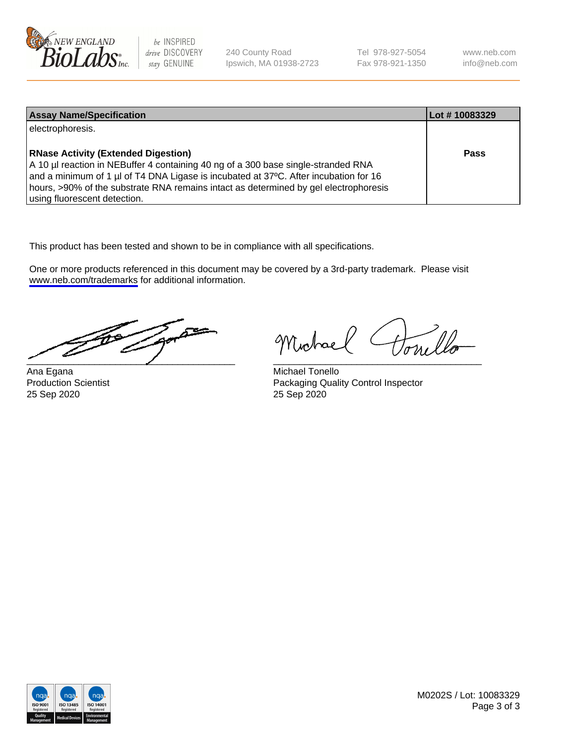| Assay Name/Specification | Lot # 10083329 |
| --- | --- |
| electrophoresis. | |
| **RNase Activity (Extended Digestion)**<br>A 10 µl reaction in NEBuffer 4 containing 40 ng of a 300 base single-stranded RNA and a minimum of 1 µl of T4 DNA Ligase is incubated at 37ºC. After incubation for 16 hours, >90% of the substrate RNA remains intact as determined by gel electrophoresis using fluorescent detection. | **Pass** |

This product has been tested and shown to be in compliance with all specifications.

One or more products referenced in this document may be covered by a 3rd-party trademark. Please visit www.neb.com/trademarks for additional information.

Ana Egana
Production Scientist
25 Sep 2020

Michael Tonello
Packaging Quality Control Inspector
25 Sep 2020

M0202S / Lot: 10083329